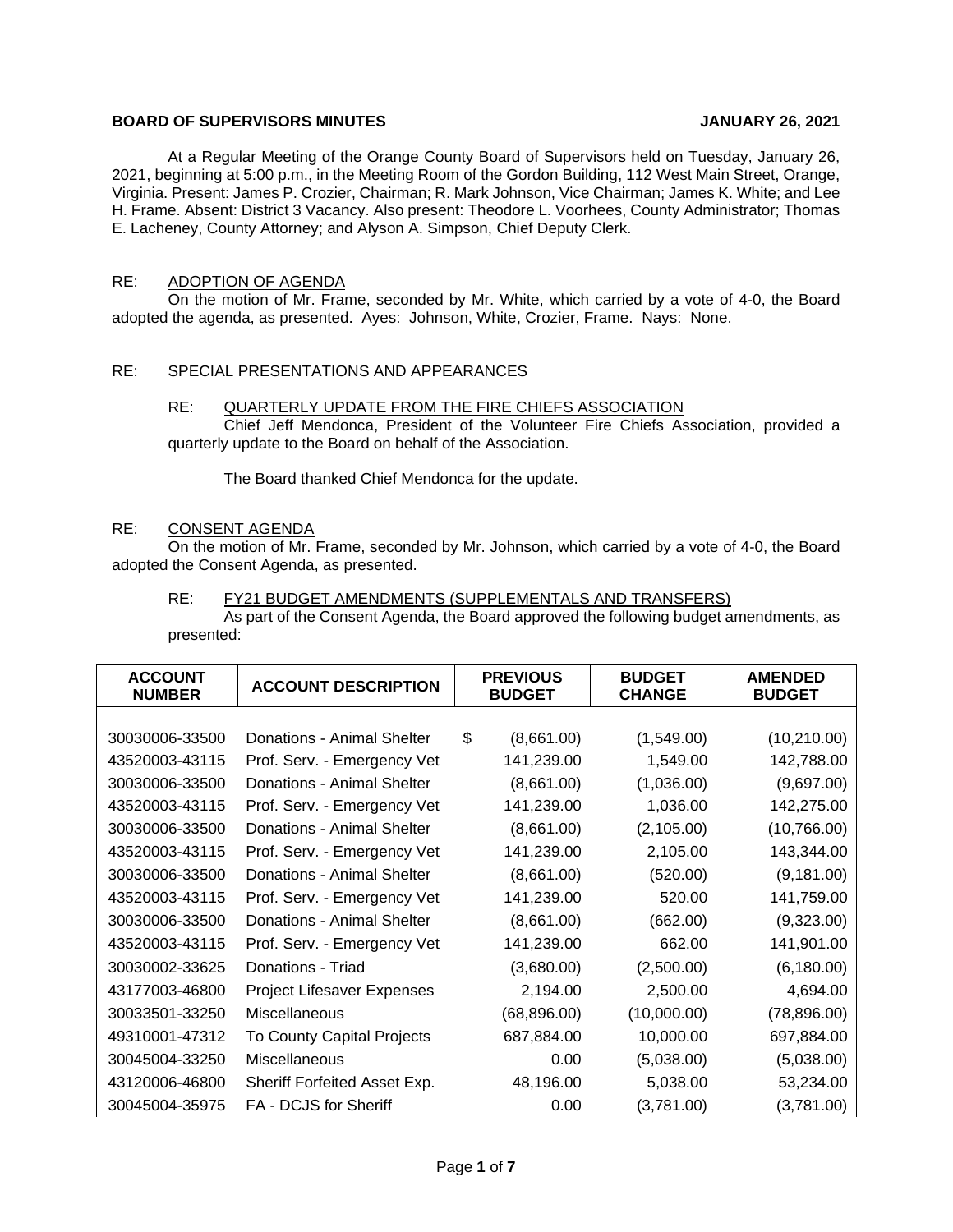**BOARD OF SUPERVISORS MINUTES JANUARY 26, 2021**

At a Regular Meeting of the Orange County Board of Supervisors held on Tuesday, January 26, 2021, beginning at 5:00 p.m., in the Meeting Room of the Gordon Building, 112 West Main Street, Orange, Virginia. Present: James P. Crozier, Chairman; R. Mark Johnson, Vice Chairman; James K. White; and Lee H. Frame. Absent: District 3 Vacancy. Also present: Theodore L. Voorhees, County Administrator; Thomas E. Lacheney, County Attorney; and Alyson A. Simpson, Chief Deputy Clerk.

RE: ADOPTION OF AGENDA

On the motion of Mr. Frame, seconded by Mr. White, which carried by a vote of 4-0, the Board adopted the agenda, as presented. Ayes: Johnson, White, Crozier, Frame. Nays: None.

RE: SPECIAL PRESENTATIONS AND APPEARANCES

RE: QUARTERLY UPDATE FROM THE FIRE CHIEFS ASSOCIATION

Chief Jeff Mendonca, President of the Volunteer Fire Chiefs Association, provided a quarterly update to the Board on behalf of the Association.

The Board thanked Chief Mendonca for the update.

RE: CONSENT AGENDA

On the motion of Mr. Frame, seconded by Mr. Johnson, which carried by a vote of 4-0, the Board adopted the Consent Agenda, as presented.

RE: FY21 BUDGET AMENDMENTS (SUPPLEMENTALS AND TRANSFERS)

As part of the Consent Agenda, the Board approved the following budget amendments, as presented:

| ACCOUNT NUMBER | ACCOUNT DESCRIPTION | PREVIOUS BUDGET | BUDGET CHANGE | AMENDED BUDGET |
|---|---|---|---|---|
| 30030006-33500 | Donations - Animal Shelter | $ (8,661.00) | (1,549.00) | (10,210.00) |
| 43520003-43115 | Prof. Serv. - Emergency Vet | 141,239.00 | 1,549.00 | 142,788.00 |
| 30030006-33500 | Donations - Animal Shelter | (8,661.00) | (1,036.00) | (9,697.00) |
| 43520003-43115 | Prof. Serv. - Emergency Vet | 141,239.00 | 1,036.00 | 142,275.00 |
| 30030006-33500 | Donations - Animal Shelter | (8,661.00) | (2,105.00) | (10,766.00) |
| 43520003-43115 | Prof. Serv. - Emergency Vet | 141,239.00 | 2,105.00 | 143,344.00 |
| 30030006-33500 | Donations - Animal Shelter | (8,661.00) | (520.00) | (9,181.00) |
| 43520003-43115 | Prof. Serv. - Emergency Vet | 141,239.00 | 520.00 | 141,759.00 |
| 30030006-33500 | Donations - Animal Shelter | (8,661.00) | (662.00) | (9,323.00) |
| 43520003-43115 | Prof. Serv. - Emergency Vet | 141,239.00 | 662.00 | 141,901.00 |
| 30030002-33625 | Donations - Triad | (3,680.00) | (2,500.00) | (6,180.00) |
| 43177003-46800 | Project Lifesaver Expenses | 2,194.00 | 2,500.00 | 4,694.00 |
| 30033501-33250 | Miscellaneous | (68,896.00) | (10,000.00) | (78,896.00) |
| 49310001-47312 | To County Capital Projects | 687,884.00 | 10,000.00 | 697,884.00 |
| 30045004-33250 | Miscellaneous | 0.00 | (5,038.00) | (5,038.00) |
| 43120006-46800 | Sheriff Forfeited Asset Exp. | 48,196.00 | 5,038.00 | 53,234.00 |
| 30045004-35975 | FA - DCJS for Sheriff | 0.00 | (3,781.00) | (3,781.00) |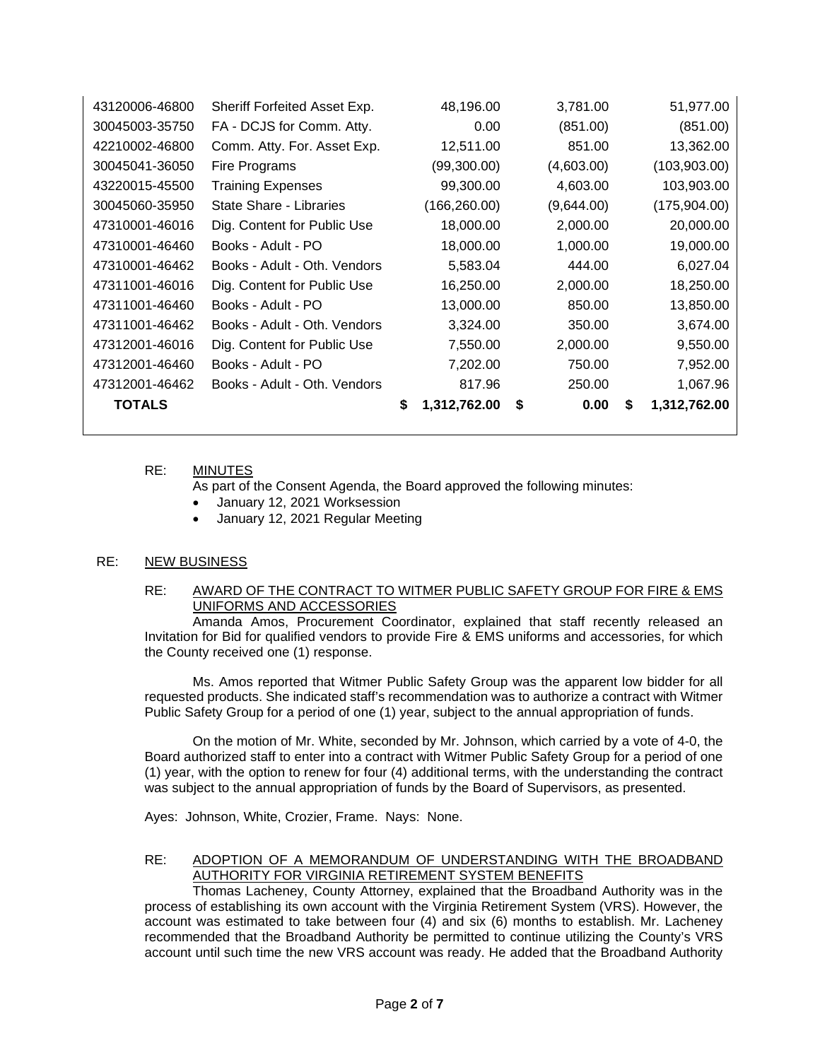| | | | | |
|---|---|---|---|---|
| 43120006-46800 | Sheriff Forfeited Asset Exp. | 48,196.00 | 3,781.00 | 51,977.00 |
| 30045003-35750 | FA - DCJS for Comm. Atty. | 0.00 | (851.00) | (851.00) |
| 42210002-46800 | Comm. Atty. For. Asset Exp. | 12,511.00 | 851.00 | 13,362.00 |
| 30045041-36050 | Fire Programs | (99,300.00) | (4,603.00) | (103,903.00) |
| 43220015-45500 | Training Expenses | 99,300.00 | 4,603.00 | 103,903.00 |
| 30045060-35950 | State Share - Libraries | (166,260.00) | (9,644.00) | (175,904.00) |
| 47310001-46016 | Dig. Content for Public Use | 18,000.00 | 2,000.00 | 20,000.00 |
| 47310001-46460 | Books - Adult - PO | 18,000.00 | 1,000.00 | 19,000.00 |
| 47310001-46462 | Books - Adult - Oth. Vendors | 5,583.04 | 444.00 | 6,027.04 |
| 47311001-46016 | Dig. Content for Public Use | 16,250.00 | 2,000.00 | 18,250.00 |
| 47311001-46460 | Books - Adult - PO | 13,000.00 | 850.00 | 13,850.00 |
| 47311001-46462 | Books - Adult - Oth. Vendors | 3,324.00 | 350.00 | 3,674.00 |
| 47312001-46016 | Dig. Content for Public Use | 7,550.00 | 2,000.00 | 9,550.00 |
| 47312001-46460 | Books - Adult - PO | 7,202.00 | 750.00 | 7,952.00 |
| 47312001-46462 | Books - Adult - Oth. Vendors | 817.96 | 250.00 | 1,067.96 |
| **TOTALS** | | **$ 1,312,762.00** | **$ 0.00** | **$ 1,312,762.00** |

RE: MINUTES

As part of the Consent Agenda, the Board approved the following minutes:

- January 12, 2021 Worksession
- January 12, 2021 Regular Meeting

RE: NEW BUSINESS

RE: AWARD OF THE CONTRACT TO WITMER PUBLIC SAFETY GROUP FOR FIRE & EMS UNIFORMS AND ACCESSORIES

Amanda Amos, Procurement Coordinator, explained that staff recently released an Invitation for Bid for qualified vendors to provide Fire & EMS uniforms and accessories, for which the County received one (1) response.

Ms. Amos reported that Witmer Public Safety Group was the apparent low bidder for all requested products. She indicated staff's recommendation was to authorize a contract with Witmer Public Safety Group for a period of one (1) year, subject to the annual appropriation of funds.

On the motion of Mr. White, seconded by Mr. Johnson, which carried by a vote of 4-0, the Board authorized staff to enter into a contract with Witmer Public Safety Group for a period of one (1) year, with the option to renew for four (4) additional terms, with the understanding the contract was subject to the annual appropriation of funds by the Board of Supervisors, as presented.

Ayes: Johnson, White, Crozier, Frame. Nays: None.

RE: ADOPTION OF A MEMORANDUM OF UNDERSTANDING WITH THE BROADBAND AUTHORITY FOR VIRGINIA RETIREMENT SYSTEM BENEFITS

Thomas Lacheney, County Attorney, explained that the Broadband Authority was in the process of establishing its own account with the Virginia Retirement System (VRS). However, the account was estimated to take between four (4) and six (6) months to establish. Mr. Lacheney recommended that the Broadband Authority be permitted to continue utilizing the County's VRS account until such time the new VRS account was ready. He added that the Broadband Authority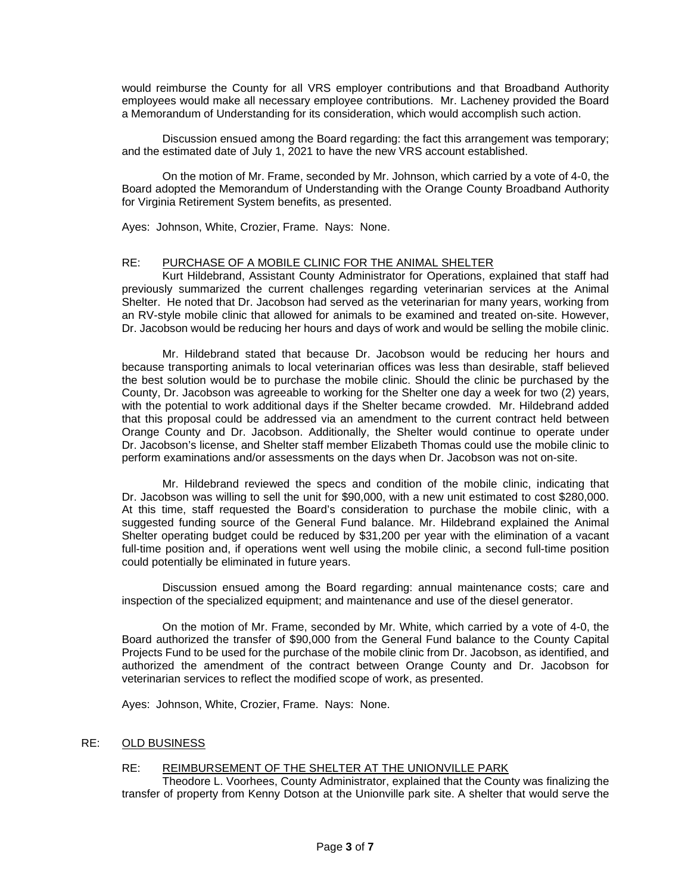would reimburse the County for all VRS employer contributions and that Broadband Authority employees would make all necessary employee contributions. Mr. Lacheney provided the Board a Memorandum of Understanding for its consideration, which would accomplish such action.

Discussion ensued among the Board regarding: the fact this arrangement was temporary; and the estimated date of July 1, 2021 to have the new VRS account established.

On the motion of Mr. Frame, seconded by Mr. Johnson, which carried by a vote of 4-0, the Board adopted the Memorandum of Understanding with the Orange County Broadband Authority for Virginia Retirement System benefits, as presented.

Ayes: Johnson, White, Crozier, Frame. Nays: None.

RE: PURCHASE OF A MOBILE CLINIC FOR THE ANIMAL SHELTER

Kurt Hildebrand, Assistant County Administrator for Operations, explained that staff had previously summarized the current challenges regarding veterinarian services at the Animal Shelter. He noted that Dr. Jacobson had served as the veterinarian for many years, working from an RV-style mobile clinic that allowed for animals to be examined and treated on-site. However, Dr. Jacobson would be reducing her hours and days of work and would be selling the mobile clinic.

Mr. Hildebrand stated that because Dr. Jacobson would be reducing her hours and because transporting animals to local veterinarian offices was less than desirable, staff believed the best solution would be to purchase the mobile clinic. Should the clinic be purchased by the County, Dr. Jacobson was agreeable to working for the Shelter one day a week for two (2) years, with the potential to work additional days if the Shelter became crowded. Mr. Hildebrand added that this proposal could be addressed via an amendment to the current contract held between Orange County and Dr. Jacobson. Additionally, the Shelter would continue to operate under Dr. Jacobson's license, and Shelter staff member Elizabeth Thomas could use the mobile clinic to perform examinations and/or assessments on the days when Dr. Jacobson was not on-site.

Mr. Hildebrand reviewed the specs and condition of the mobile clinic, indicating that Dr. Jacobson was willing to sell the unit for $90,000, with a new unit estimated to cost $280,000. At this time, staff requested the Board's consideration to purchase the mobile clinic, with a suggested funding source of the General Fund balance. Mr. Hildebrand explained the Animal Shelter operating budget could be reduced by $31,200 per year with the elimination of a vacant full-time position and, if operations went well using the mobile clinic, a second full-time position could potentially be eliminated in future years.

Discussion ensued among the Board regarding: annual maintenance costs; care and inspection of the specialized equipment; and maintenance and use of the diesel generator.

On the motion of Mr. Frame, seconded by Mr. White, which carried by a vote of 4-0, the Board authorized the transfer of $90,000 from the General Fund balance to the County Capital Projects Fund to be used for the purchase of the mobile clinic from Dr. Jacobson, as identified, and authorized the amendment of the contract between Orange County and Dr. Jacobson for veterinarian services to reflect the modified scope of work, as presented.

Ayes: Johnson, White, Crozier, Frame. Nays: None.

RE: OLD BUSINESS

RE: REIMBURSEMENT OF THE SHELTER AT THE UNIONVILLE PARK

Theodore L. Voorhees, County Administrator, explained that the County was finalizing the transfer of property from Kenny Dotson at the Unionville park site. A shelter that would serve the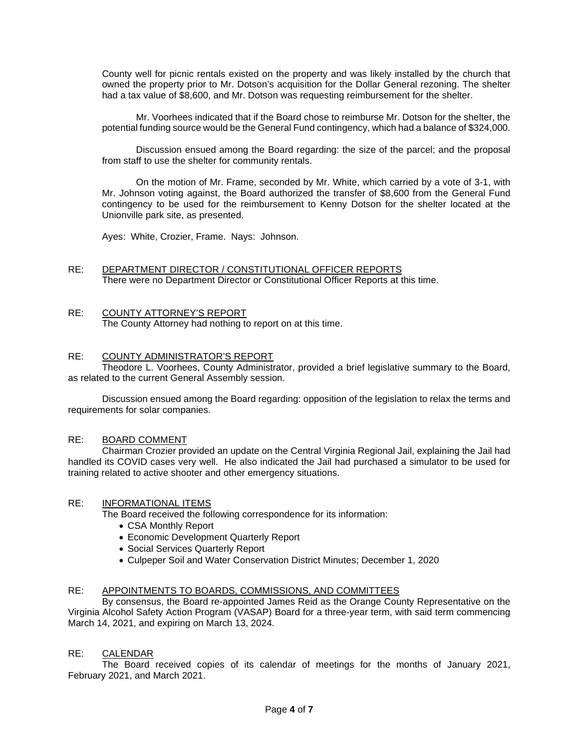County well for picnic rentals existed on the property and was likely installed by the church that owned the property prior to Mr. Dotson's acquisition for the Dollar General rezoning. The shelter had a tax value of $8,600, and Mr. Dotson was requesting reimbursement for the shelter.

Mr. Voorhees indicated that if the Board chose to reimburse Mr. Dotson for the shelter, the potential funding source would be the General Fund contingency, which had a balance of $324,000.

Discussion ensued among the Board regarding: the size of the parcel; and the proposal from staff to use the shelter for community rentals.

On the motion of Mr. Frame, seconded by Mr. White, which carried by a vote of 3-1, with Mr. Johnson voting against, the Board authorized the transfer of $8,600 from the General Fund contingency to be used for the reimbursement to Kenny Dotson for the shelter located at the Unionville park site, as presented.

Ayes: White, Crozier, Frame. Nays: Johnson.

RE: DEPARTMENT DIRECTOR / CONSTITUTIONAL OFFICER REPORTS
There were no Department Director or Constitutional Officer Reports at this time.

RE: COUNTY ATTORNEY'S REPORT
The County Attorney had nothing to report on at this time.

RE: COUNTY ADMINISTRATOR'S REPORT
Theodore L. Voorhees, County Administrator, provided a brief legislative summary to the Board, as related to the current General Assembly session.

Discussion ensued among the Board regarding: opposition of the legislation to relax the terms and requirements for solar companies.

RE: BOARD COMMENT
Chairman Crozier provided an update on the Central Virginia Regional Jail, explaining the Jail had handled its COVID cases very well. He also indicated the Jail had purchased a simulator to be used for training related to active shooter and other emergency situations.

RE: INFORMATIONAL ITEMS
The Board received the following correspondence for its information:

- CSA Monthly Report
- Economic Development Quarterly Report
- Social Services Quarterly Report
- Culpeper Soil and Water Conservation District Minutes; December 1, 2020

RE: APPOINTMENTS TO BOARDS, COMMISSIONS, AND COMMITTEES
By consensus, the Board re-appointed James Reid as the Orange County Representative on the Virginia Alcohol Safety Action Program (VASAP) Board for a three-year term, with said term commencing March 14, 2021, and expiring on March 13, 2024.

RE: CALENDAR
The Board received copies of its calendar of meetings for the months of January 2021, February 2021, and March 2021.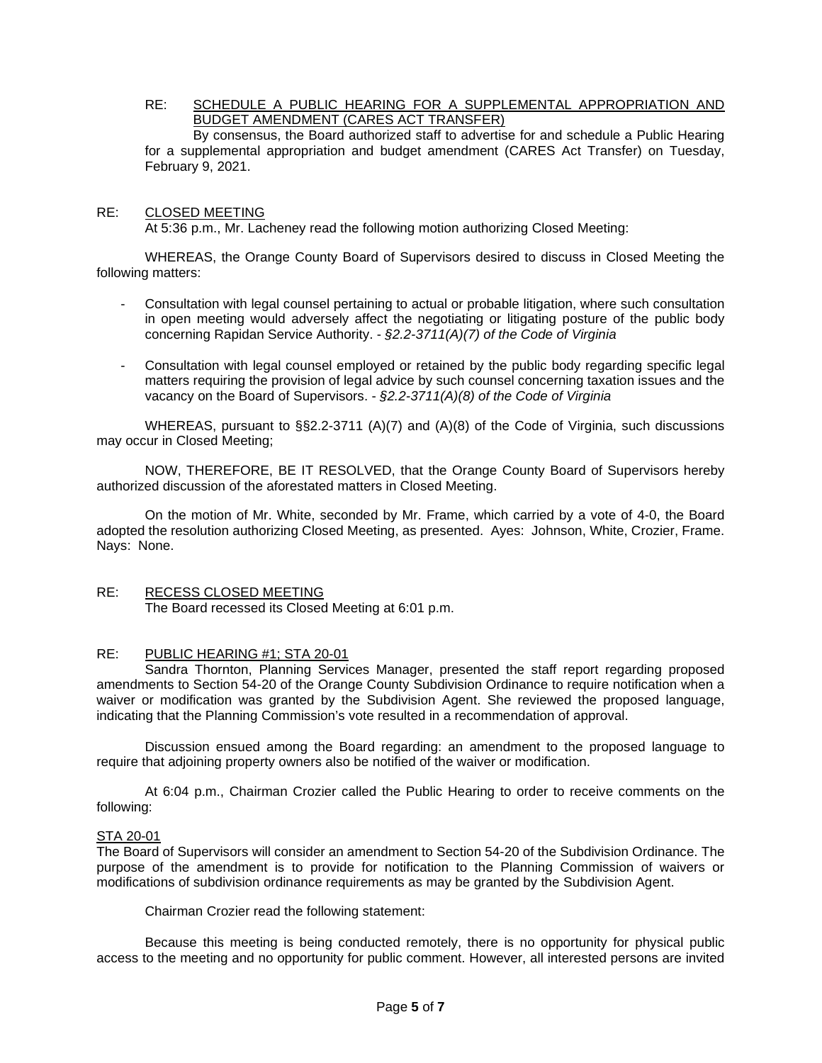RE: SCHEDULE A PUBLIC HEARING FOR A SUPPLEMENTAL APPROPRIATION AND BUDGET AMENDMENT (CARES ACT TRANSFER)

By consensus, the Board authorized staff to advertise for and schedule a Public Hearing for a supplemental appropriation and budget amendment (CARES Act Transfer) on Tuesday, February 9, 2021.

RE: CLOSED MEETING

At 5:36 p.m., Mr. Lacheney read the following motion authorizing Closed Meeting:

WHEREAS, the Orange County Board of Supervisors desired to discuss in Closed Meeting the following matters:

- Consultation with legal counsel pertaining to actual or probable litigation, where such consultation in open meeting would adversely affect the negotiating or litigating posture of the public body concerning Rapidan Service Authority. - *§2.2-3711(A)(7) of the Code of Virginia*
- Consultation with legal counsel employed or retained by the public body regarding specific legal matters requiring the provision of legal advice by such counsel concerning taxation issues and the vacancy on the Board of Supervisors. - *§2.2-3711(A)(8) of the Code of Virginia*

WHEREAS, pursuant to §§2.2-3711 (A)(7) and (A)(8) of the Code of Virginia, such discussions may occur in Closed Meeting;

NOW, THEREFORE, BE IT RESOLVED, that the Orange County Board of Supervisors hereby authorized discussion of the aforestated matters in Closed Meeting.

On the motion of Mr. White, seconded by Mr. Frame, which carried by a vote of 4-0, the Board adopted the resolution authorizing Closed Meeting, as presented. Ayes: Johnson, White, Crozier, Frame. Nays: None.

RE: RECESS CLOSED MEETING

The Board recessed its Closed Meeting at 6:01 p.m.

RE: PUBLIC HEARING #1; STA 20-01

Sandra Thornton, Planning Services Manager, presented the staff report regarding proposed amendments to Section 54-20 of the Orange County Subdivision Ordinance to require notification when a waiver or modification was granted by the Subdivision Agent. She reviewed the proposed language, indicating that the Planning Commission's vote resulted in a recommendation of approval.

Discussion ensued among the Board regarding: an amendment to the proposed language to require that adjoining property owners also be notified of the waiver or modification.

At 6:04 p.m., Chairman Crozier called the Public Hearing to order to receive comments on the following:

STA 20-01

The Board of Supervisors will consider an amendment to Section 54-20 of the Subdivision Ordinance. The purpose of the amendment is to provide for notification to the Planning Commission of waivers or modifications of subdivision ordinance requirements as may be granted by the Subdivision Agent.

Chairman Crozier read the following statement:

Because this meeting is being conducted remotely, there is no opportunity for physical public access to the meeting and no opportunity for public comment. However, all interested persons are invited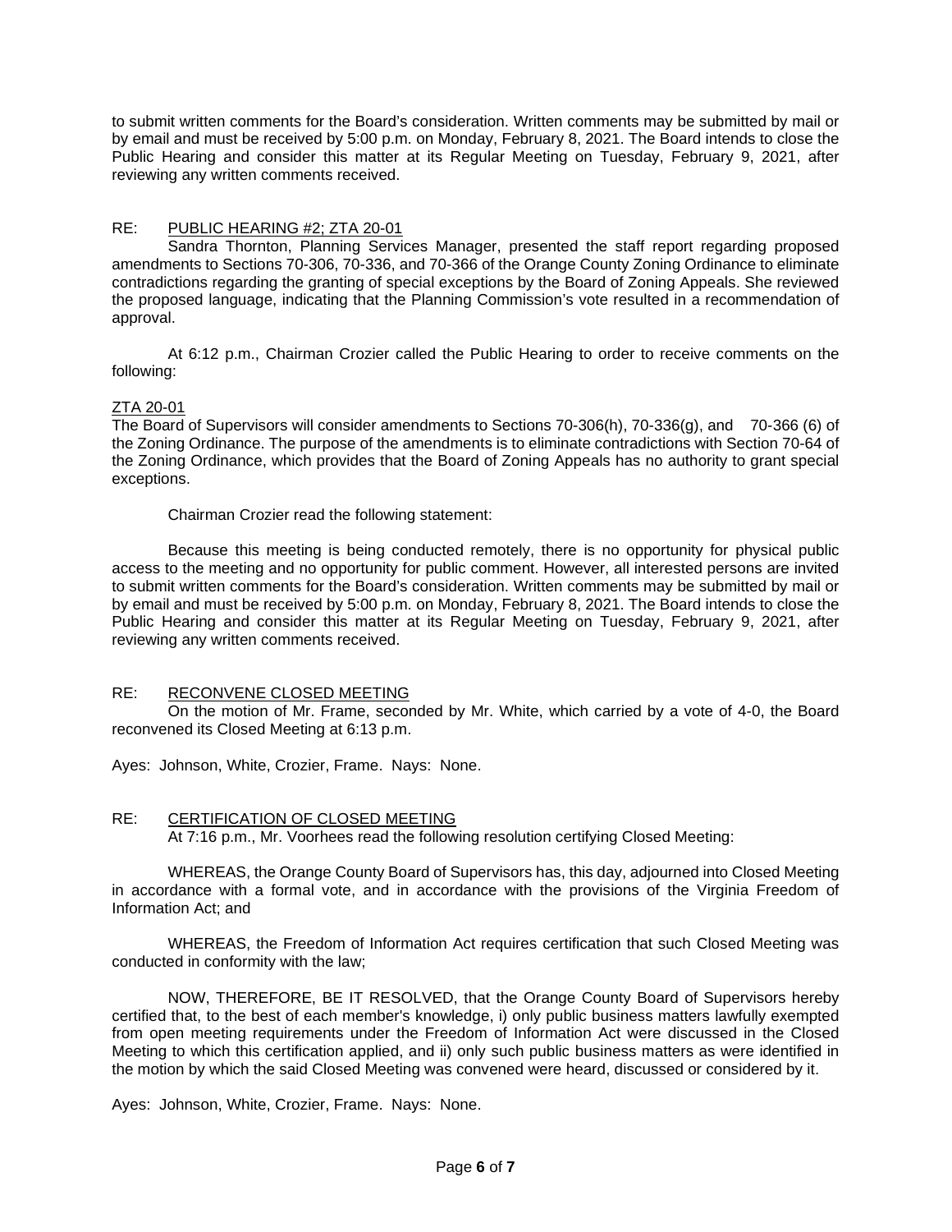to submit written comments for the Board's consideration. Written comments may be submitted by mail or by email and must be received by 5:00 p.m. on Monday, February 8, 2021. The Board intends to close the Public Hearing and consider this matter at its Regular Meeting on Tuesday, February 9, 2021, after reviewing any written comments received.

RE: PUBLIC HEARING #2; ZTA 20-01

Sandra Thornton, Planning Services Manager, presented the staff report regarding proposed amendments to Sections 70-306, 70-336, and 70-366 of the Orange County Zoning Ordinance to eliminate contradictions regarding the granting of special exceptions by the Board of Zoning Appeals. She reviewed the proposed language, indicating that the Planning Commission's vote resulted in a recommendation of approval.

At 6:12 p.m., Chairman Crozier called the Public Hearing to order to receive comments on the following:

ZTA 20-01

The Board of Supervisors will consider amendments to Sections 70-306(h), 70-336(g), and 70-366 (6) of the Zoning Ordinance. The purpose of the amendments is to eliminate contradictions with Section 70-64 of the Zoning Ordinance, which provides that the Board of Zoning Appeals has no authority to grant special exceptions.

Chairman Crozier read the following statement:

Because this meeting is being conducted remotely, there is no opportunity for physical public access to the meeting and no opportunity for public comment. However, all interested persons are invited to submit written comments for the Board's consideration. Written comments may be submitted by mail or by email and must be received by 5:00 p.m. on Monday, February 8, 2021. The Board intends to close the Public Hearing and consider this matter at its Regular Meeting on Tuesday, February 9, 2021, after reviewing any written comments received.

RE: RECONVENE CLOSED MEETING

On the motion of Mr. Frame, seconded by Mr. White, which carried by a vote of 4-0, the Board reconvened its Closed Meeting at 6:13 p.m.

Ayes: Johnson, White, Crozier, Frame. Nays: None.

RE: CERTIFICATION OF CLOSED MEETING

At 7:16 p.m., Mr. Voorhees read the following resolution certifying Closed Meeting:

WHEREAS, the Orange County Board of Supervisors has, this day, adjourned into Closed Meeting in accordance with a formal vote, and in accordance with the provisions of the Virginia Freedom of Information Act; and

WHEREAS, the Freedom of Information Act requires certification that such Closed Meeting was conducted in conformity with the law;

NOW, THEREFORE, BE IT RESOLVED, that the Orange County Board of Supervisors hereby certified that, to the best of each member's knowledge, i) only public business matters lawfully exempted from open meeting requirements under the Freedom of Information Act were discussed in the Closed Meeting to which this certification applied, and ii) only such public business matters as were identified in the motion by which the said Closed Meeting was convened were heard, discussed or considered by it.

Ayes: Johnson, White, Crozier, Frame. Nays: None.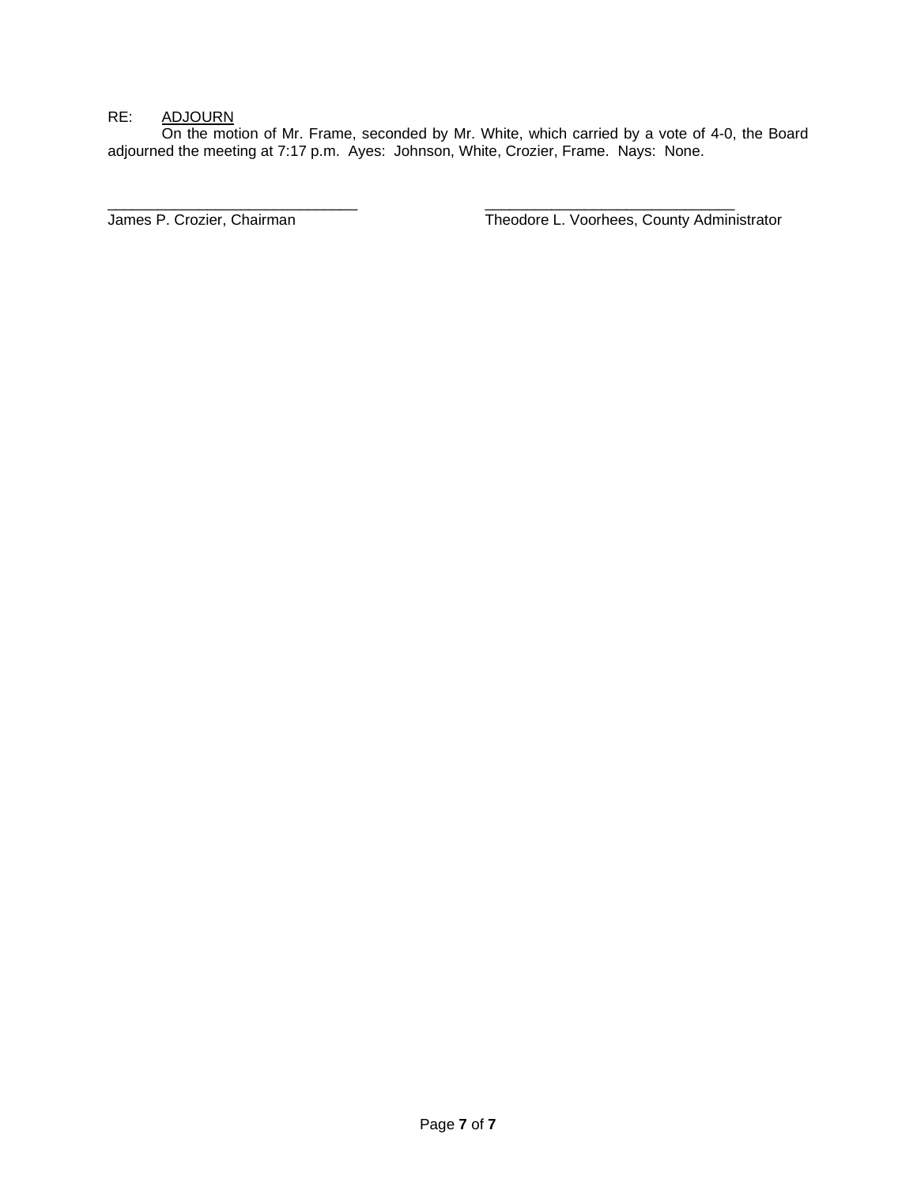RE: <u>ADJOURN</u>

On the motion of Mr. Frame, seconded by Mr. White, which carried by a vote of 4-0, the Board adjourned the meeting at 7:17 p.m. Ayes: Johnson, White, Crozier, Frame. Nays: None.

| | |
|---|---|
| ______________________________ | ______________________________ |
| James P. Crozier, Chairman | Theodore L. Voorhees, County Administrator |